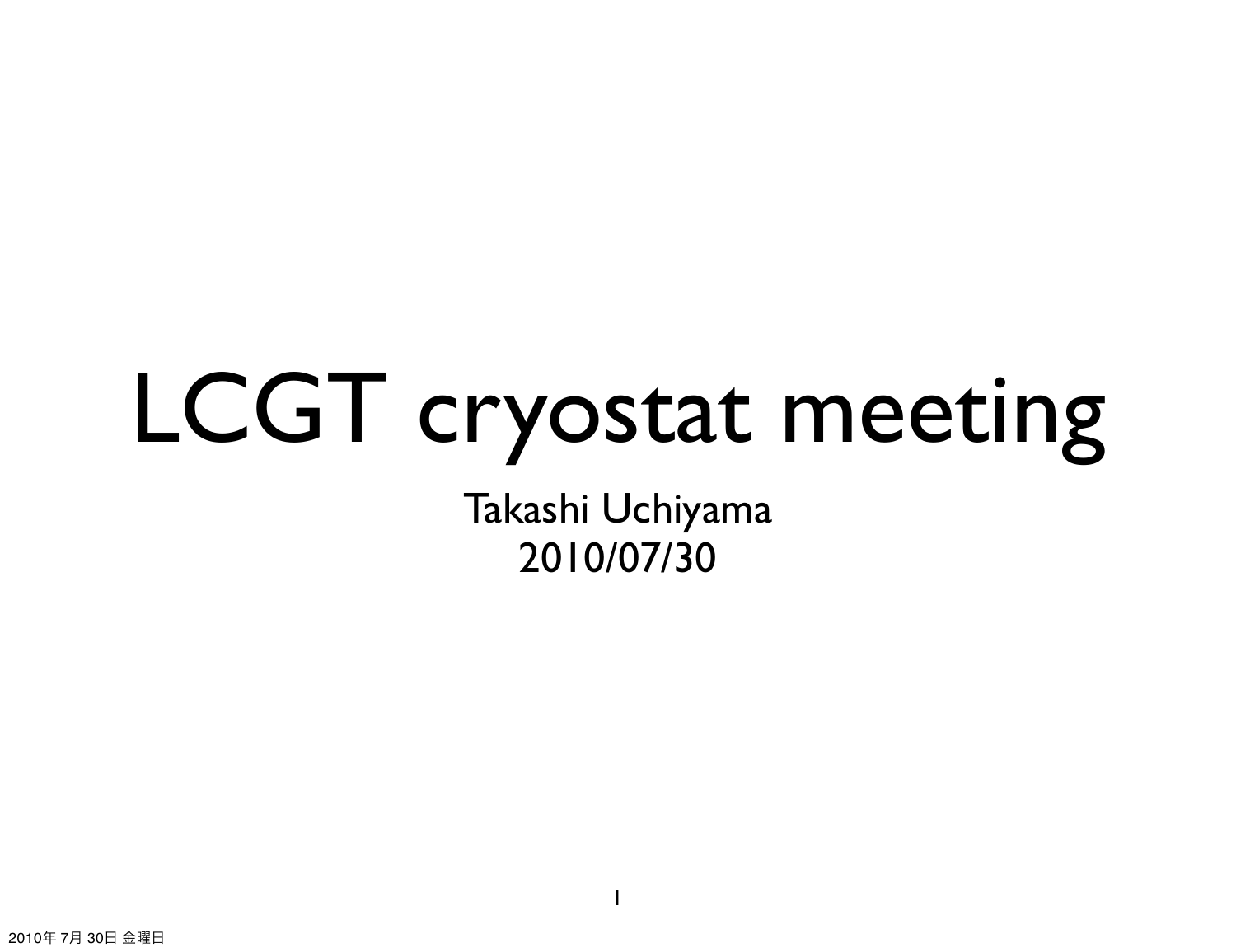# LCGT cryostat meeting

Takashi Uchiyama
2010/07/30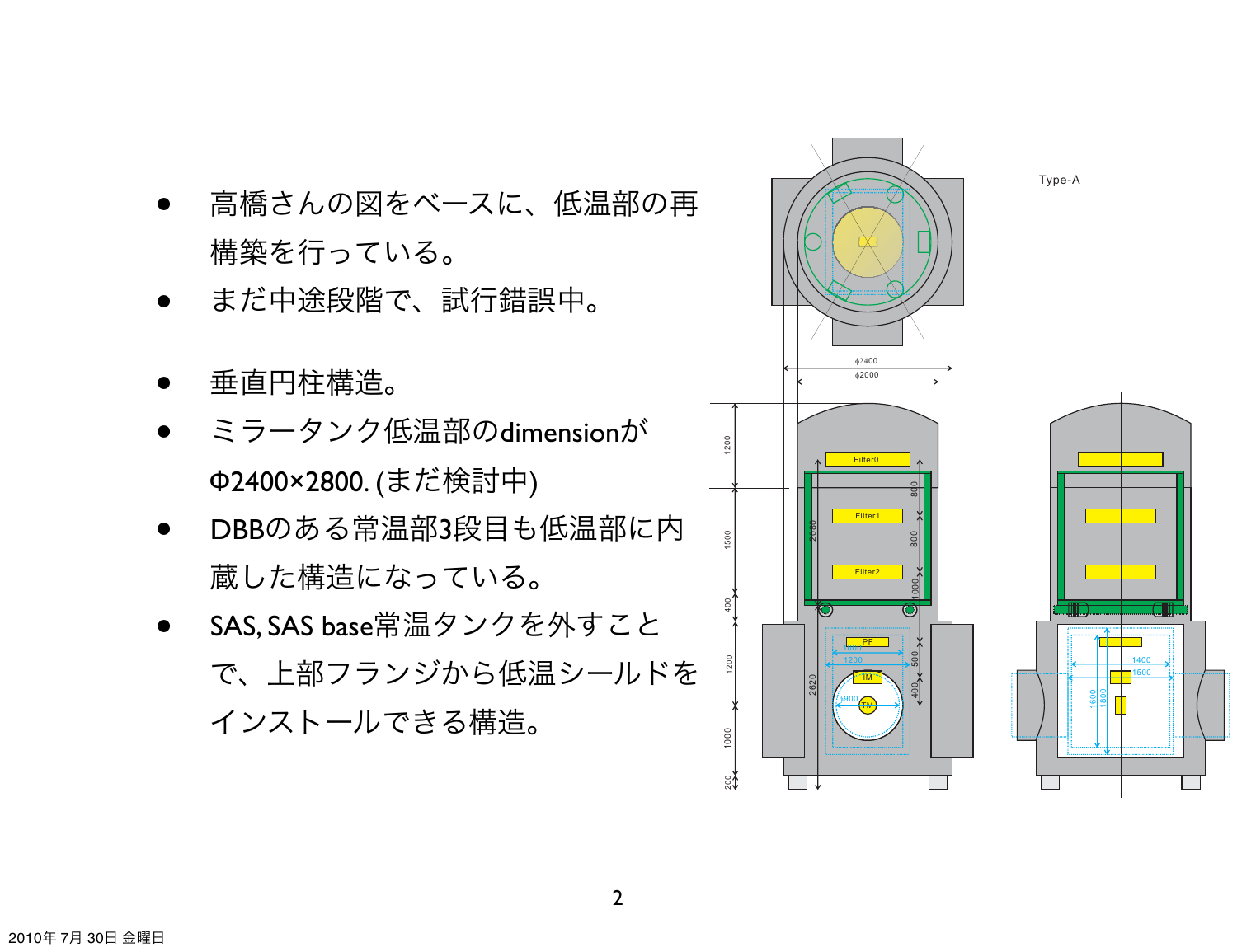- 高橋さんの図をベースに、低温部の再構築を行っている。
- まだ中途段階で、試行錯誤中。

- 垂直円柱構造。
- ミラータンク低温部のdimensionが Φ2400×2800. (まだ検討中)
- DBBのある常温部3段目も低温部に内蔵した構造になっている。
- SAS, SAS base常温タンクを外すことで、上部フランジから低温シールドをインストールできる構造。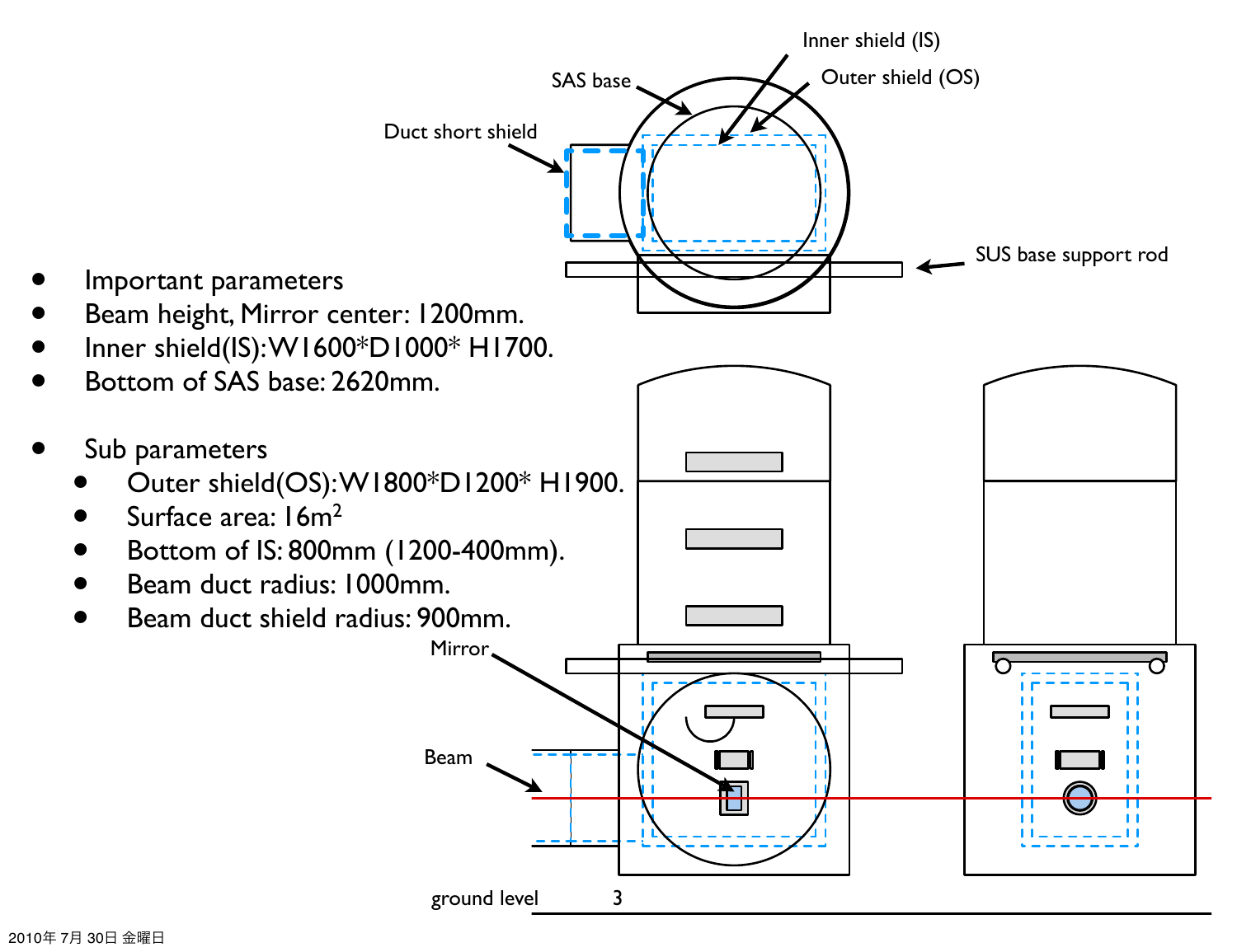- Important parameters
- Beam height, Mirror center: 1200mm.
- Inner shield(IS):W1600*D1000* H1700.
- Bottom of SAS base: 2620mm.

- Sub parameters
  - Outer shield(OS):W1800*D1200* H1900.
  - Surface area: 16m$^2$
  - Bottom of IS: 800mm (1200-400mm).
  - Beam duct radius: 1000mm.
  - Beam duct shield radius: 900mm.

Inner shield (IS)

Outer shield (OS)

SAS base

Duct short shield

SUS base support rod

Mirror

Beam

ground level

2010年 7月 30日 金曜日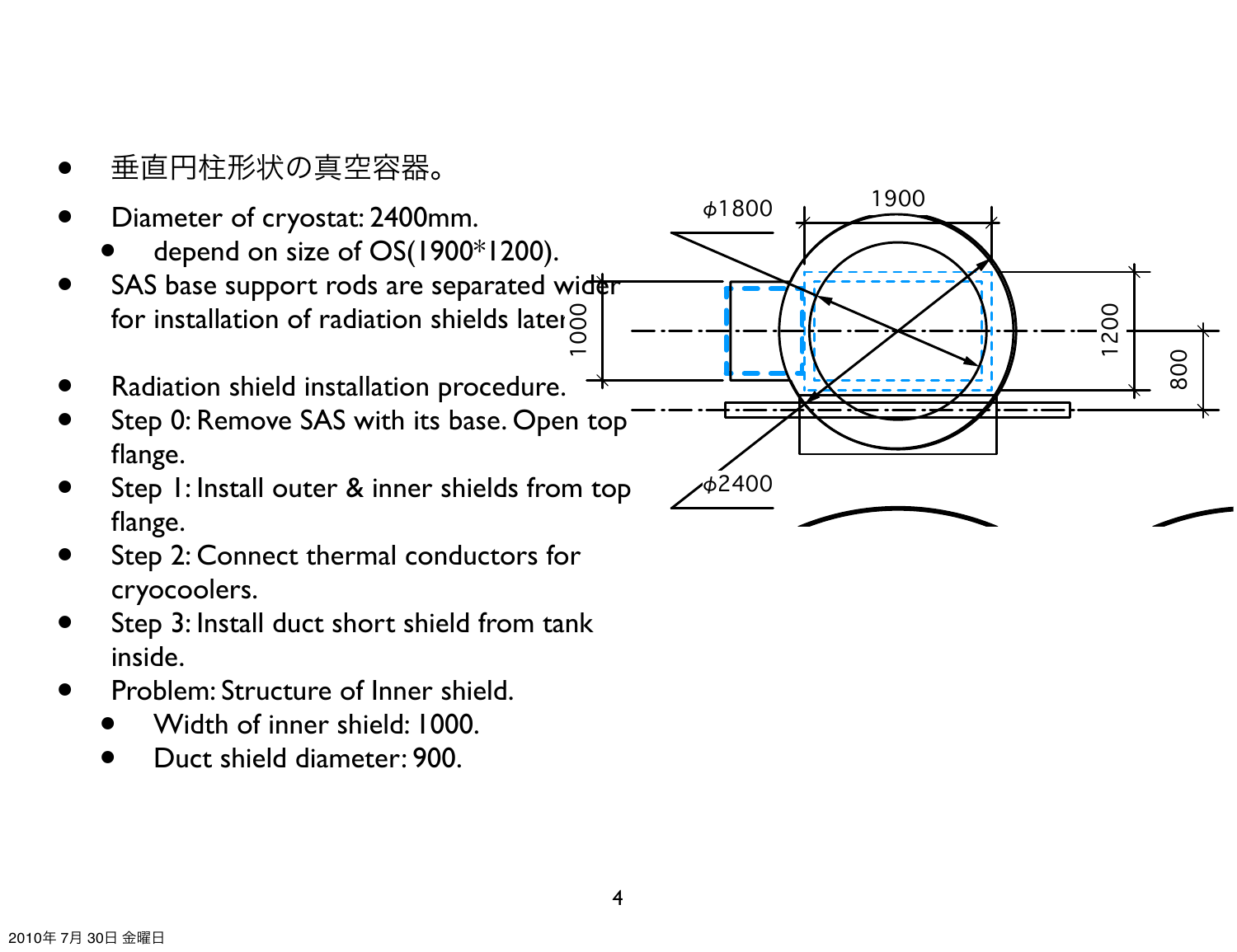- 垂直円柱形状の真空容器。
- Diameter of cryostat: 2400mm.
  - depend on size of OS(1900*1200).
- SAS base support rods are separated wider for installation of radiation shields later.
- Radiation shield installation procedure.
- Step 0: Remove SAS with its base. Open top flange.
- Step 1: Install outer & inner shields from top flange.
- Step 2: Connect thermal conductors for cryocoolers.
- Step 3: Install duct short shield from tank inside.
- Problem: Structure of Inner shield.
  - Width of inner shield: 1000.
  - Duct shield diameter: 900.

ϕ1800 1900 1000 1200 800 ϕ2400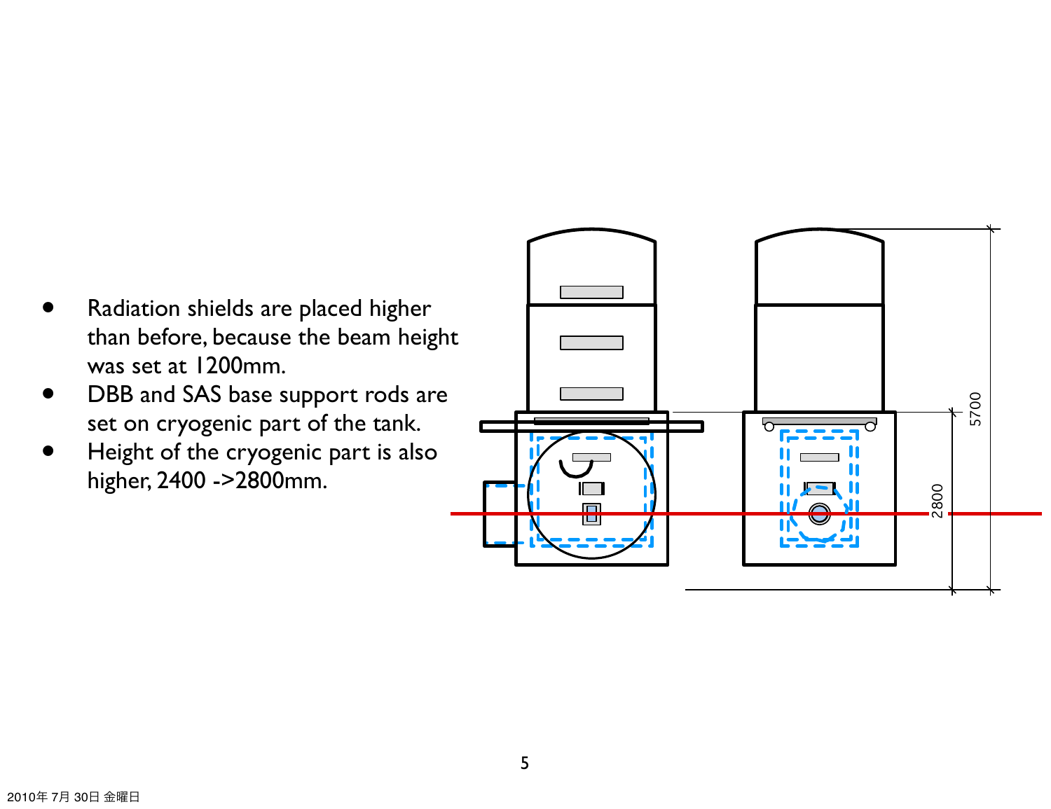- Radiation shields are placed higher than before, because the beam height was set at 1200mm.
- DBB and SAS base support rods are set on cryogenic part of the tank.
- Height of the cryogenic part is also higher, 2400 ->2800mm.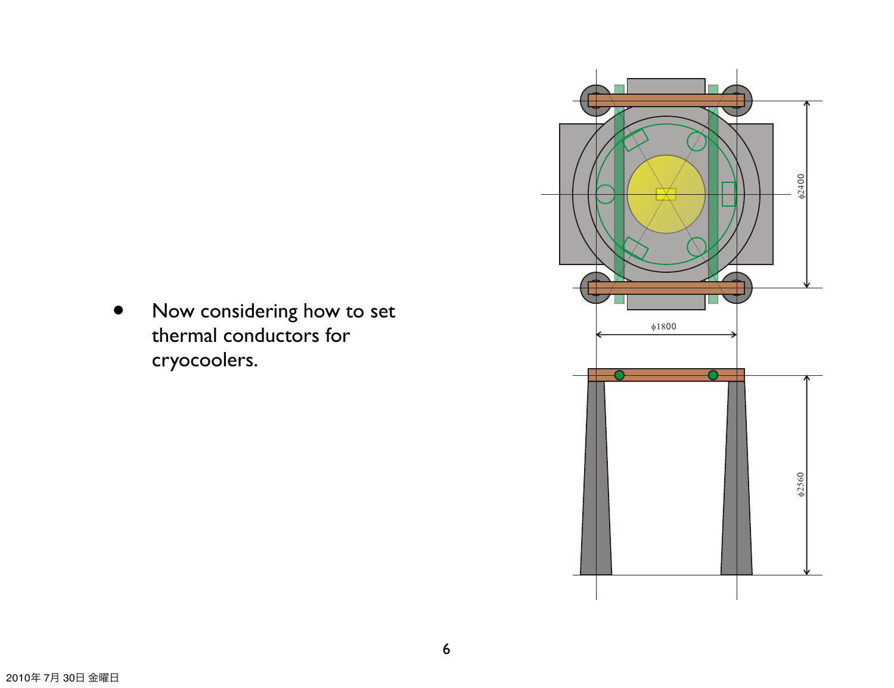- Now considering how to set thermal conductors for cryocoolers.

ϕ2400

ϕ1800

ϕ2560